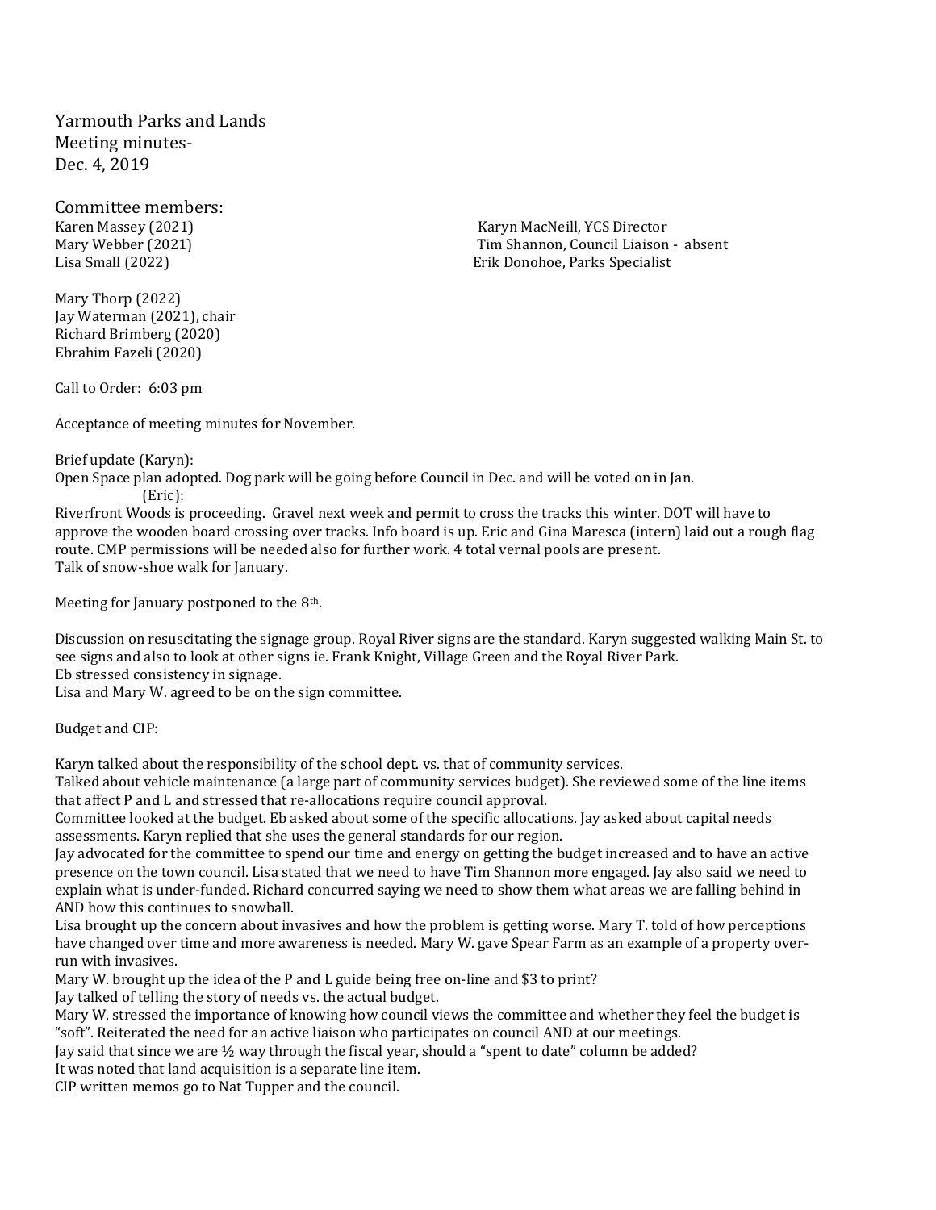Yarmouth Parks and Lands
Meeting minutes-
Dec. 4, 2019

Committee members:

Karen Massey (2021)
Mary Webber (2021)
Lisa Small (2022)
Mary Thorp (2022)
Jay Waterman (2021), chair
Richard Brimberg (2020)
Ebrahim Fazeli (2020)

Karyn MacNeill, YCS Director
Tim Shannon, Council Liaison - absent
Erik Donohoe, Parks Specialist

Call to Order: 6:03 pm

Acceptance of meeting minutes for November.

Brief update (Karyn):
Open Space plan adopted. Dog park will be going before Council in Dec. and will be voted on in Jan.
(Eric):
Riverfront Woods is proceeding. Gravel next week and permit to cross the tracks this winter. DOT will have to approve the wooden board crossing over tracks. Info board is up. Eric and Gina Maresca (intern) laid out a rough flag route. CMP permissions will be needed also for further work. 4 total vernal pools are present.
Talk of snow-shoe walk for January.

Meeting for January postponed to the 8th.

Discussion on resuscitating the signage group. Royal River signs are the standard. Karyn suggested walking Main St. to see signs and also to look at other signs ie. Frank Knight, Village Green and the Royal River Park.
Eb stressed consistency in signage.
Lisa and Mary W. agreed to be on the sign committee.

Budget and CIP:

Karyn talked about the responsibility of the school dept. vs. that of community services.
Talked about vehicle maintenance (a large part of community services budget). She reviewed some of the line items that affect P and L and stressed that re-allocations require council approval.
Committee looked at the budget. Eb asked about some of the specific allocations. Jay asked about capital needs assessments. Karyn replied that she uses the general standards for our region.
Jay advocated for the committee to spend our time and energy on getting the budget increased and to have an active presence on the town council. Lisa stated that we need to have Tim Shannon more engaged. Jay also said we need to explain what is under-funded. Richard concurred saying we need to show them what areas we are falling behind in AND how this continues to snowball.
Lisa brought up the concern about invasives and how the problem is getting worse. Mary T. told of how perceptions have changed over time and more awareness is needed. Mary W. gave Spear Farm as an example of a property over-run with invasives.
Mary W. brought up the idea of the P and L guide being free on-line and $3 to print?
Jay talked of telling the story of needs vs. the actual budget.
Mary W. stressed the importance of knowing how council views the committee and whether they feel the budget is "soft". Reiterated the need for an active liaison who participates on council AND at our meetings.
Jay said that since we are ½ way through the fiscal year, should a "spent to date" column be added?
It was noted that land acquisition is a separate line item.
CIP written memos go to Nat Tupper and the council.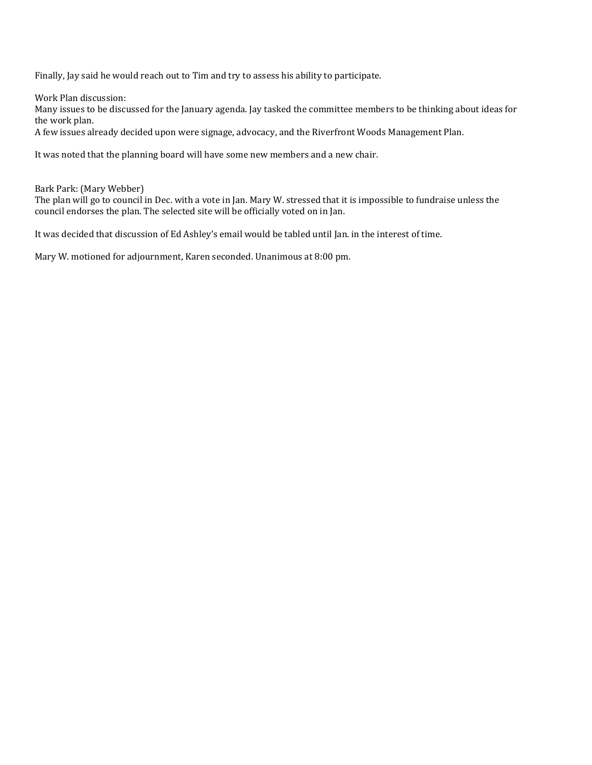Finally, Jay said he would reach out to Tim and try to assess his ability to participate.

Work Plan discussion:
Many issues to be discussed for the January agenda. Jay tasked the committee members to be thinking about ideas for the work plan.
A few issues already decided upon were signage, advocacy, and the Riverfront Woods Management Plan.

It was noted that the planning board will have some new members and a new chair.

Bark Park: (Mary Webber)
The plan will go to council in Dec. with a vote in Jan. Mary W. stressed that it is impossible to fundraise unless the council endorses the plan. The selected site will be officially voted on in Jan.

It was decided that discussion of Ed Ashley's email would be tabled until Jan. in the interest of time.

Mary W. motioned for adjournment, Karen seconded. Unanimous at 8:00 pm.